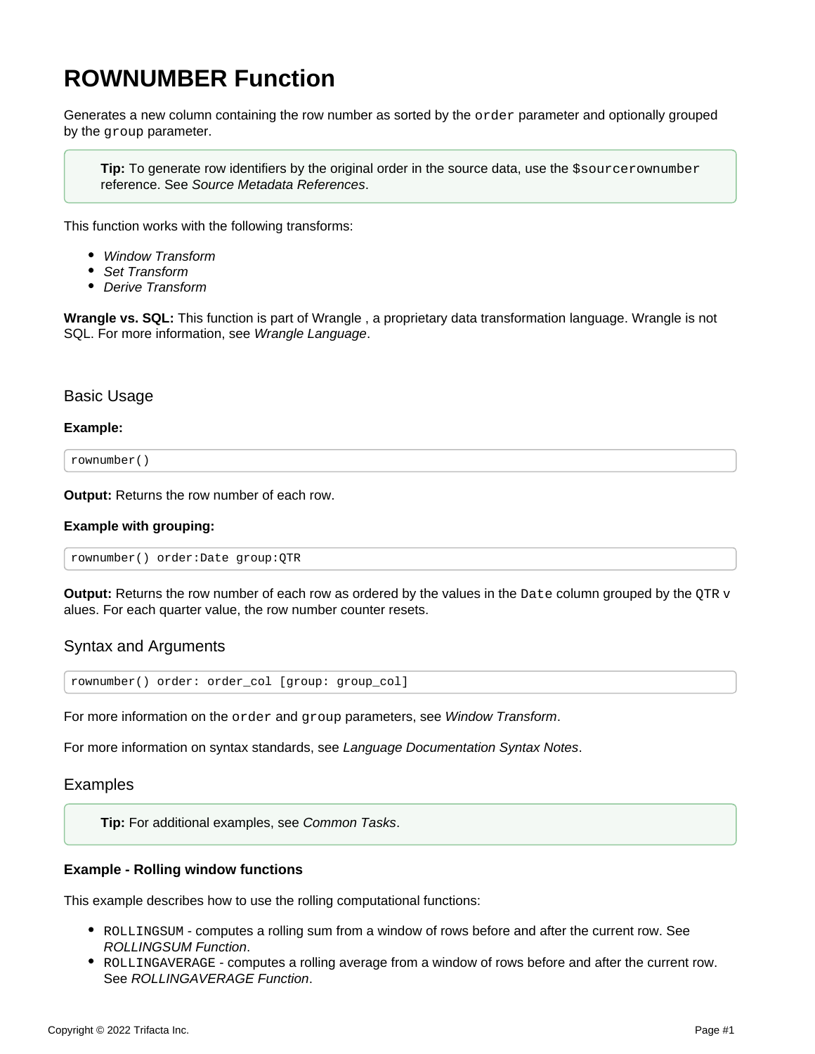# ROWNUMBER Function

Generates a new column containing the row number as sorted by the `order` parameter and optionally grouped by the `group` parameter.

> **Tip:** To generate row identifiers by the original order in the source data, use the `$sourcerownumber` reference. See *Source Metadata References*.

This function works with the following transforms:

- *Window Transform*
- *Set Transform*
- *Derive Transform*

**Wrangle vs. SQL:** This function is part of Wrangle , a proprietary data transformation language. Wrangle is not SQL. For more information, see *Wrangle Language*.

## Basic Usage

**Example:**

```
rownumber()
```

**Output:** Returns the row number of each row.

**Example with grouping:**

```
rownumber() order:Date group:QTR
```

**Output:** Returns the row number of each row as ordered by the values in the `Date` column grouped by the `QTR` values. For each quarter value, the row number counter resets.

## Syntax and Arguments

```
rownumber() order: order_col [group: group_col]
```

For more information on the `order` and `group` parameters, see *Window Transform*.

For more information on syntax standards, see *Language Documentation Syntax Notes*.

## Examples

> **Tip:** For additional examples, see *Common Tasks*.

**Example - Rolling window functions**

This example describes how to use the rolling computational functions:

- `ROLLINGSUM` - computes a rolling sum from a window of rows before and after the current row. See *ROLLINGSUM Function*.
- `ROLLINGAVERAGE` - computes a rolling average from a window of rows before and after the current row. See *ROLLINGAVERAGE Function*.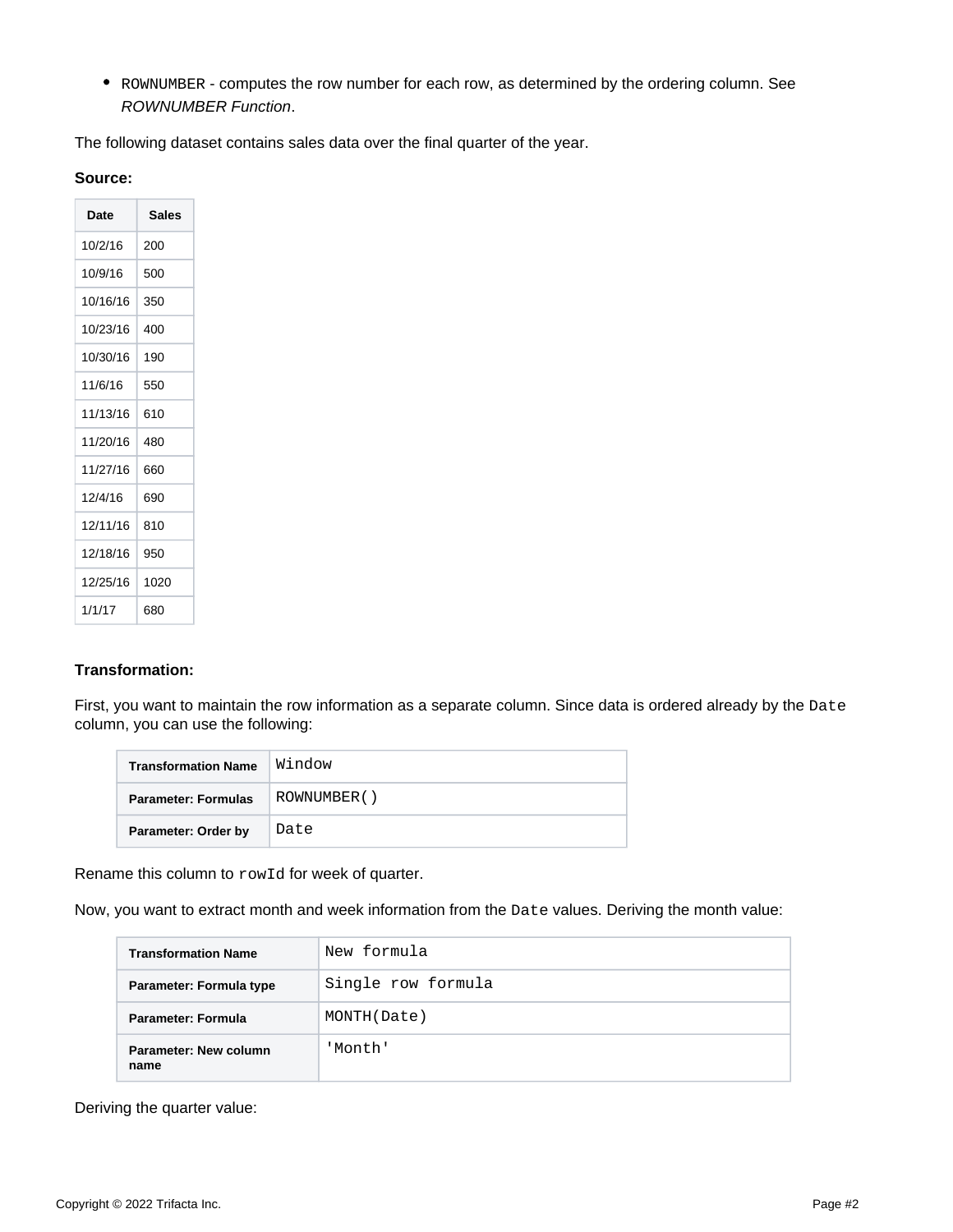- `ROWNUMBER` - computes the row number for each row, as determined by the ordering column. See *ROWNUMBER Function*.

The following dataset contains sales data over the final quarter of the year.

**Source:**

| Date | Sales |
|---|---|
| 10/2/16 | 200 |
| 10/9/16 | 500 |
| 10/16/16 | 350 |
| 10/23/16 | 400 |
| 10/30/16 | 190 |
| 11/6/16 | 550 |
| 11/13/16 | 610 |
| 11/20/16 | 480 |
| 11/27/16 | 660 |
| 12/4/16 | 690 |
| 12/11/16 | 810 |
| 12/18/16 | 950 |
| 12/25/16 | 1020 |
| 1/1/17 | 680 |

**Transformation:**

First, you want to maintain the row information as a separate column. Since data is ordered already by the `Date` column, you can use the following:

| Transformation Name | `Window` |
|---|---|
| Parameter: Formulas | `ROWNUMBER()` |
| Parameter: Order by | `Date` |

Rename this column to `rowId` for week of quarter.

Now, you want to extract month and week information from the `Date` values. Deriving the month value:

| Transformation Name | `New formula` |
|---|---|
| Parameter: Formula type | `Single row formula` |
| Parameter: Formula | `MONTH(Date)` |
| Parameter: New column name | `'Month'` |

Deriving the quarter value: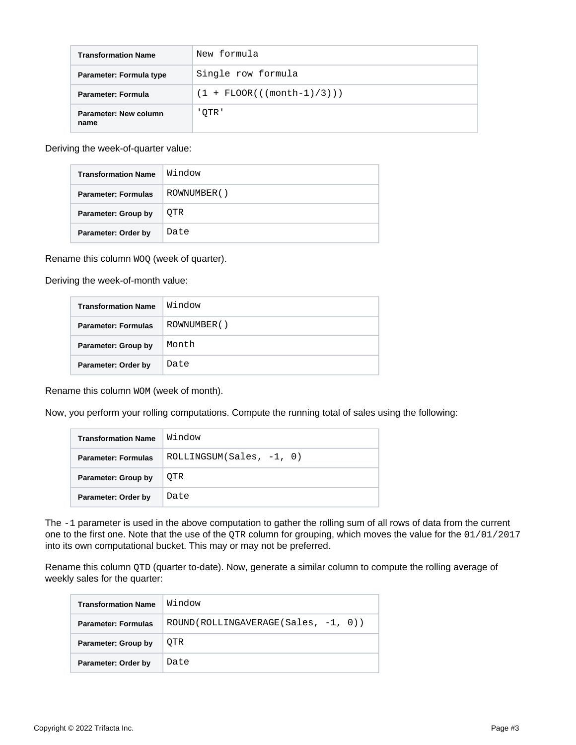| Transformation Name | New formula |
| --- | --- |
| Parameter: Formula type | Single row formula |
| Parameter: Formula | (1 + FLOOR(((month-1)/3))) |
| Parameter: New column name | 'QTR' |

Deriving the week-of-quarter value:

| Transformation Name | Window |
| --- | --- |
| Parameter: Formulas | ROWNUMBER() |
| Parameter: Group by | QTR |
| Parameter: Order by | Date |

Rename this column `WOQ` (week of quarter).

Deriving the week-of-month value:

| Transformation Name | Window |
| --- | --- |
| Parameter: Formulas | ROWNUMBER() |
| Parameter: Group by | Month |
| Parameter: Order by | Date |

Rename this column `WOM` (week of month).

Now, you perform your rolling computations. Compute the running total of sales using the following:

| Transformation Name | Window |
| --- | --- |
| Parameter: Formulas | ROLLINGSUM(Sales, -1, 0) |
| Parameter: Group by | QTR |
| Parameter: Order by | Date |

The `-1` parameter is used in the above computation to gather the rolling sum of all rows of data from the current one to the first one. Note that the use of the `QTR` column for grouping, which moves the value for the `01/01/2017` into its own computational bucket. This may or may not be preferred.

Rename this column `QTD` (quarter to-date). Now, generate a similar column to compute the rolling average of weekly sales for the quarter:

| Transformation Name | Window |
| --- | --- |
| Parameter: Formulas | ROUND(ROLLINGAVERAGE(Sales, -1, 0)) |
| Parameter: Group by | QTR |
| Parameter: Order by | Date |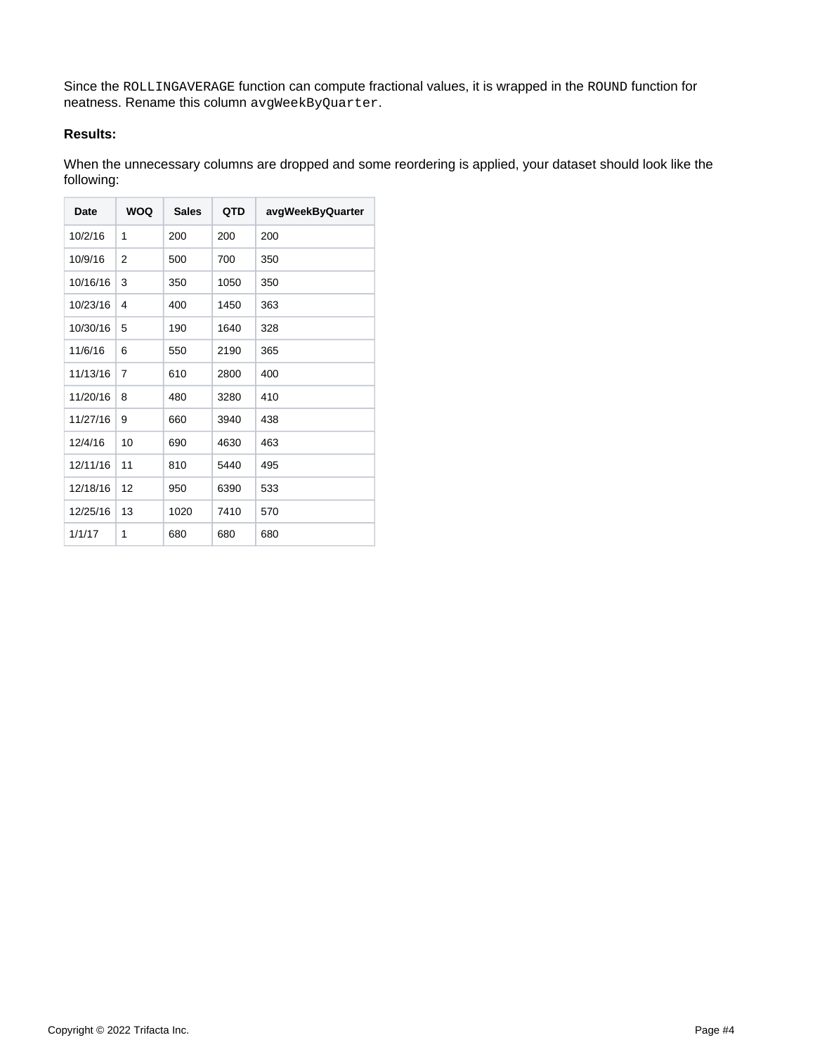Since the `ROLLINGAVERAGE` function can compute fractional values, it is wrapped in the `ROUND` function for neatness. Rename this column `avgWeekByQuarter`.

**Results:**

When the unnecessary columns are dropped and some reordering is applied, your dataset should look like the following:

| Date | WOQ | Sales | QTD | avgWeekByQuarter |
|---|---|---|---|---|
| 10/2/16 | 1 | 200 | 200 | 200 |
| 10/9/16 | 2 | 500 | 700 | 350 |
| 10/16/16 | 3 | 350 | 1050 | 350 |
| 10/23/16 | 4 | 400 | 1450 | 363 |
| 10/30/16 | 5 | 190 | 1640 | 328 |
| 11/6/16 | 6 | 550 | 2190 | 365 |
| 11/13/16 | 7 | 610 | 2800 | 400 |
| 11/20/16 | 8 | 480 | 3280 | 410 |
| 11/27/16 | 9 | 660 | 3940 | 438 |
| 12/4/16 | 10 | 690 | 4630 | 463 |
| 12/11/16 | 11 | 810 | 5440 | 495 |
| 12/18/16 | 12 | 950 | 6390 | 533 |
| 12/25/16 | 13 | 1020 | 7410 | 570 |
| 1/1/17 | 1 | 680 | 680 | 680 |